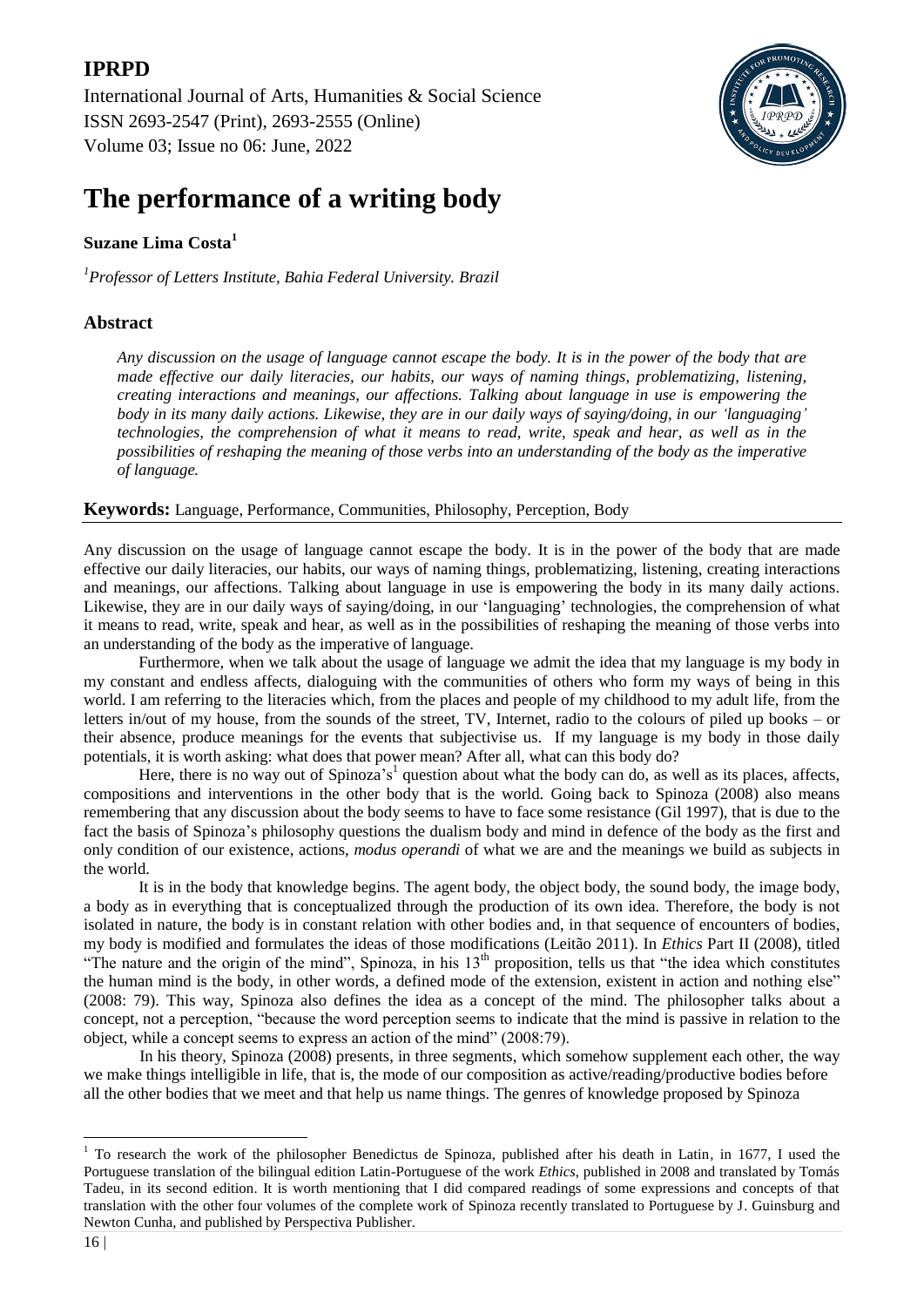**IPRPD**

International Journal of Arts, Humanities & Social Science
ISSN 2693-2547 (Print), 2693-2555 (Online)
Volume 03; Issue no 06: June, 2022

# The performance of a writing body

**Suzane Lima Costa**[1]

[1]*Professor of Letters Institute, Bahia Federal University. Brazil*

## Abstract

*Any discussion on the usage of language cannot escape the body. It is in the power of the body that are made effective our daily literacies, our habits, our ways of naming things, problematizing, listening, creating interactions and meanings, our affections. Talking about language in use is empowering the body in its many daily actions. Likewise, they are in our daily ways of saying/doing, in our 'languaging' technologies, the comprehension of what it means to read, write, speak and hear, as well as in the possibilities of reshaping the meaning of those verbs into an understanding of the body as the imperative of language.*

**Keywords:** Language, Performance, Communities, Philosophy, Perception, Body

Any discussion on the usage of language cannot escape the body. It is in the power of the body that are made effective our daily literacies, our habits, our ways of naming things, problematizing, listening, creating interactions and meanings, our affections. Talking about language in use is empowering the body in its many daily actions. Likewise, they are in our daily ways of saying/doing, in our 'languaging' technologies, the comprehension of what it means to read, write, speak and hear, as well as in the possibilities of reshaping the meaning of those verbs into an understanding of the body as the imperative of language.

Furthermore, when we talk about the usage of language we admit the idea that my language is my body in my constant and endless affects, dialoguing with the communities of others who form my ways of being in this world. I am referring to the literacies which, from the places and people of my childhood to my adult life, from the letters in/out of my house, from the sounds of the street, TV, Internet, radio to the colours of piled up books – or their absence, produce meanings for the events that subjectivise us. If my language is my body in those daily potentials, it is worth asking: what does that power mean? After all, what can this body do?

Here, there is no way out of Spinoza's[1] question about what the body can do, as well as its places, affects, compositions and interventions in the other body that is the world. Going back to Spinoza (2008) also means remembering that any discussion about the body seems to have to face some resistance (Gil 1997), that is due to the fact the basis of Spinoza's philosophy questions the dualism body and mind in defence of the body as the first and only condition of our existence, actions, *modus operandi* of what we are and the meanings we build as subjects in the world.

It is in the body that knowledge begins. The agent body, the object body, the sound body, the image body, a body as in everything that is conceptualized through the production of its own idea. Therefore, the body is not isolated in nature, the body is in constant relation with other bodies and, in that sequence of encounters of bodies, my body is modified and formulates the ideas of those modifications (Leitão 2011). In *Ethics* Part II (2008), titled "The nature and the origin of the mind", Spinoza, in his 13th proposition, tells us that "the idea which constitutes the human mind is the body, in other words, a defined mode of the extension, existent in action and nothing else" (2008: 79). This way, Spinoza also defines the idea as a concept of the mind. The philosopher talks about a concept, not a perception, "because the word perception seems to indicate that the mind is passive in relation to the object, while a concept seems to express an action of the mind" (2008:79).

In his theory, Spinoza (2008) presents, in three segments, which somehow supplement each other, the way we make things intelligible in life, that is, the mode of our composition as active/reading/productive bodies before all the other bodies that we meet and that help us name things. The genres of knowledge proposed by Spinoza

[1] To research the work of the philosopher Benedictus de Spinoza, published after his death in Latin, in 1677, I used the Portuguese translation of the bilingual edition Latin-Portuguese of the work *Ethics*, published in 2008 and translated by Tomás Tadeu, in its second edition. It is worth mentioning that I did compared readings of some expressions and concepts of that translation with the other four volumes of the complete work of Spinoza recently translated to Portuguese by J. Guinsburg and Newton Cunha, and published by Perspectiva Publisher.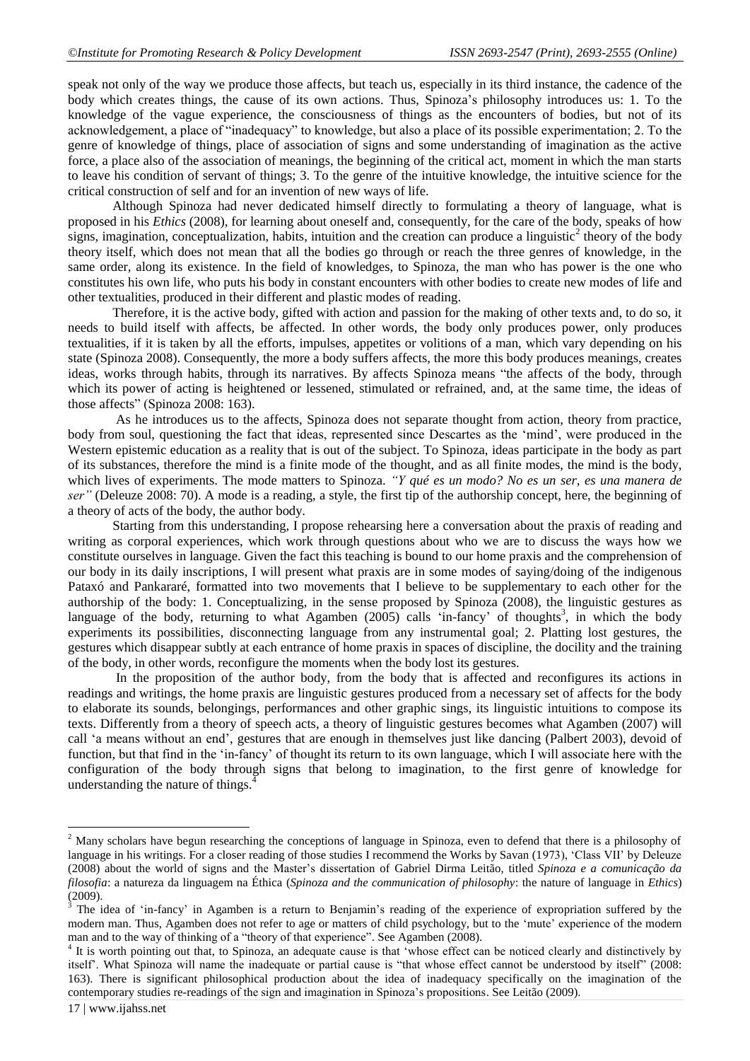speak not only of the way we produce those affects, but teach us, especially in its third instance, the cadence of the body which creates things, the cause of its own actions. Thus, Spinoza's philosophy introduces us: 1. To the knowledge of the vague experience, the consciousness of things as the encounters of bodies, but not of its acknowledgement, a place of "inadequacy" to knowledge, but also a place of its possible experimentation; 2. To the genre of knowledge of things, place of association of signs and some understanding of imagination as the active force, a place also of the association of meanings, the beginning of the critical act, moment in which the man starts to leave his condition of servant of things; 3. To the genre of the intuitive knowledge, the intuitive science for the critical construction of self and for an invention of new ways of life.

Although Spinoza had never dedicated himself directly to formulating a theory of language, what is proposed in his *Ethics* (2008), for learning about oneself and, consequently, for the care of the body, speaks of how signs, imagination, conceptualization, habits, intuition and the creation can produce a linguistic[2] theory of the body theory itself, which does not mean that all the bodies go through or reach the three genres of knowledge, in the same order, along its existence. In the field of knowledges, to Spinoza, the man who has power is the one who constitutes his own life, who puts his body in constant encounters with other bodies to create new modes of life and other textualities, produced in their different and plastic modes of reading.

Therefore, it is the active body, gifted with action and passion for the making of other texts and, to do so, it needs to build itself with affects, be affected. In other words, the body only produces power, only produces textualities, if it is taken by all the efforts, impulses, appetites or volitions of a man, which vary depending on his state (Spinoza 2008). Consequently, the more a body suffers affects, the more this body produces meanings, creates ideas, works through habits, through its narratives. By affects Spinoza means "the affects of the body, through which its power of acting is heightened or lessened, stimulated or refrained, and, at the same time, the ideas of those affects" (Spinoza 2008: 163).

As he introduces us to the affects, Spinoza does not separate thought from action, theory from practice, body from soul, questioning the fact that ideas, represented since Descartes as the 'mind', were produced in the Western epistemic education as a reality that is out of the subject. To Spinoza, ideas participate in the body as part of its substances, therefore the mind is a finite mode of the thought, and as all finite modes, the mind is the body, which lives of experiments. The mode matters to Spinoza. *"Y qué es un modo? No es un ser, es una manera de ser"* (Deleuze 2008: 70). A mode is a reading, a style, the first tip of the authorship concept, here, the beginning of a theory of acts of the body, the author body.

Starting from this understanding, I propose rehearsing here a conversation about the praxis of reading and writing as corporal experiences, which work through questions about who we are to discuss the ways how we constitute ourselves in language. Given the fact this teaching is bound to our home praxis and the comprehension of our body in its daily inscriptions, I will present what praxis are in some modes of saying/doing of the indigenous Pataxó and Pankararé, formatted into two movements that I believe to be supplementary to each other for the authorship of the body: 1. Conceptualizing, in the sense proposed by Spinoza (2008), the linguistic gestures as language of the body, returning to what Agamben (2005) calls 'in-fancy' of thoughts[3], in which the body experiments its possibilities, disconnecting language from any instrumental goal; 2. Platting lost gestures, the gestures which disappear subtly at each entrance of home praxis in spaces of discipline, the docility and the training of the body, in other words, reconfigure the moments when the body lost its gestures.

In the proposition of the author body, from the body that is affected and reconfigures its actions in readings and writings, the home praxis are linguistic gestures produced from a necessary set of affects for the body to elaborate its sounds, belongings, performances and other graphic sings, its linguistic intuitions to compose its texts. Differently from a theory of speech acts, a theory of linguistic gestures becomes what Agamben (2007) will call 'a means without an end', gestures that are enough in themselves just like dancing (Palbert 2003), devoid of function, but that find in the 'in-fancy' of thought its return to its own language, which I will associate here with the configuration of the body through signs that belong to imagination, to the first genre of knowledge for understanding the nature of things.[4]

---

[2] Many scholars have begun researching the conceptions of language in Spinoza, even to defend that there is a philosophy of language in his writings. For a closer reading of those studies I recommend the Works by Savan (1973), 'Class VII' by Deleuze (2008) about the world of signs and the Master's dissertation of Gabriel Dirma Leitão, titled *Spinoza e a comunicação da filosofia*: a natureza da linguagem na Éthica (*Spinoza and the communication of philosophy*: the nature of language in *Ethics*) (2009).

[3] The idea of 'in-fancy' in Agamben is a return to Benjamin's reading of the experience of expropriation suffered by the modern man. Thus, Agamben does not refer to age or matters of child psychology, but to the 'mute' experience of the modern man and to the way of thinking of a "theory of that experience". See Agamben (2008).

[4] It is worth pointing out that, to Spinoza, an adequate cause is that 'whose effect can be noticed clearly and distinctively by itself'. What Spinoza will name the inadequate or partial cause is "that whose effect cannot be understood by itself" (2008: 163). There is significant philosophical production about the idea of inadequacy specifically on the imagination of the contemporary studies re-readings of the sign and imagination in Spinoza's propositions. See Leitão (2009).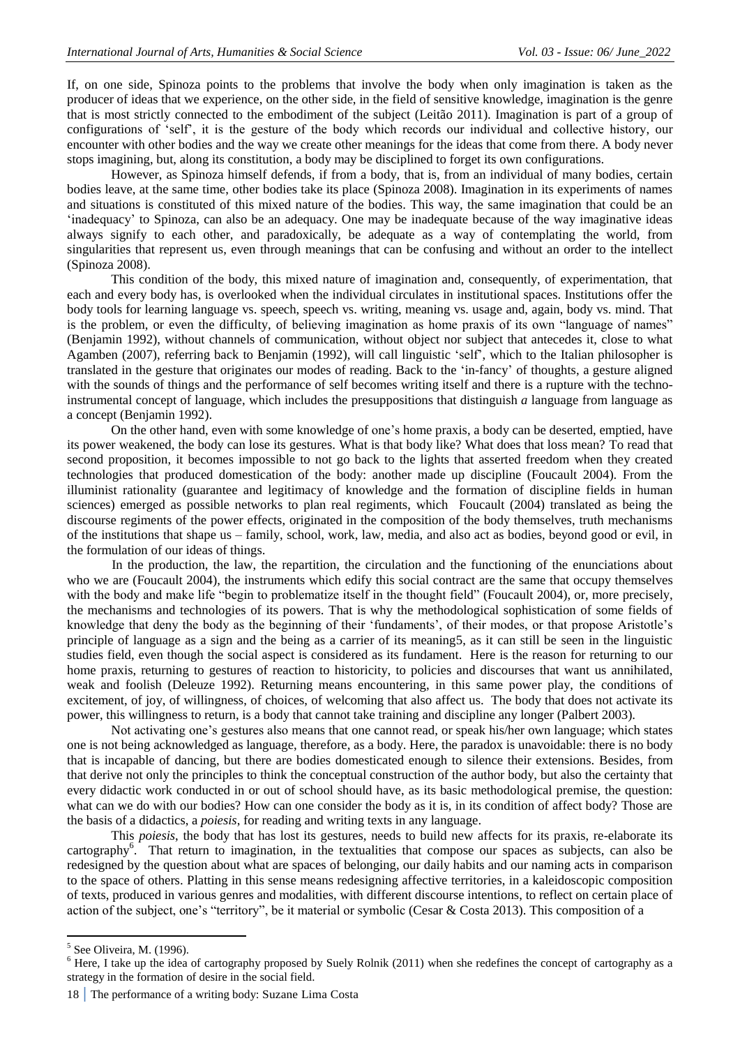If, on one side, Spinoza points to the problems that involve the body when only imagination is taken as the producer of ideas that we experience, on the other side, in the field of sensitive knowledge, imagination is the genre that is most strictly connected to the embodiment of the subject (Leitão 2011). Imagination is part of a group of configurations of 'self', it is the gesture of the body which records our individual and collective history, our encounter with other bodies and the way we create other meanings for the ideas that come from there. A body never stops imagining, but, along its constitution, a body may be disciplined to forget its own configurations.

However, as Spinoza himself defends, if from a body, that is, from an individual of many bodies, certain bodies leave, at the same time, other bodies take its place (Spinoza 2008). Imagination in its experiments of names and situations is constituted of this mixed nature of the bodies. This way, the same imagination that could be an 'inadequacy' to Spinoza, can also be an adequacy. One may be inadequate because of the way imaginative ideas always signify to each other, and paradoxically, be adequate as a way of contemplating the world, from singularities that represent us, even through meanings that can be confusing and without an order to the intellect (Spinoza 2008).

This condition of the body, this mixed nature of imagination and, consequently, of experimentation, that each and every body has, is overlooked when the individual circulates in institutional spaces. Institutions offer the body tools for learning language vs. speech, speech vs. writing, meaning vs. usage and, again, body vs. mind. That is the problem, or even the difficulty, of believing imagination as home praxis of its own "language of names" (Benjamin 1992), without channels of communication, without object nor subject that antecedes it, close to what Agamben (2007), referring back to Benjamin (1992), will call linguistic 'self', which to the Italian philosopher is translated in the gesture that originates our modes of reading. Back to the 'in-fancy' of thoughts, a gesture aligned with the sounds of things and the performance of self becomes writing itself and there is a rupture with the techno-instrumental concept of language, which includes the presuppositions that distinguish *a* language from language as a concept (Benjamin 1992).

On the other hand, even with some knowledge of one's home praxis, a body can be deserted, emptied, have its power weakened, the body can lose its gestures. What is that body like? What does that loss mean? To read that second proposition, it becomes impossible to not go back to the lights that asserted freedom when they created technologies that produced domestication of the body: another made up discipline (Foucault 2004). From the illuminist rationality (guarantee and legitimacy of knowledge and the formation of discipline fields in human sciences) emerged as possible networks to plan real regiments, which Foucault (2004) translated as being the discourse regiments of the power effects, originated in the composition of the body themselves, truth mechanisms of the institutions that shape us – family, school, work, law, media, and also act as bodies, beyond good or evil, in the formulation of our ideas of things.

In the production, the law, the repartition, the circulation and the functioning of the enunciations about who we are (Foucault 2004), the instruments which edify this social contract are the same that occupy themselves with the body and make life "begin to problematize itself in the thought field" (Foucault 2004), or, more precisely, the mechanisms and technologies of its powers. That is why the methodological sophistication of some fields of knowledge that deny the body as the beginning of their 'fundaments', of their modes, or that propose Aristotle's principle of language as a sign and the being as a carrier of its meaning5, as it can still be seen in the linguistic studies field, even though the social aspect is considered as its fundament. Here is the reason for returning to our home praxis, returning to gestures of reaction to historicity, to policies and discourses that want us annihilated, weak and foolish (Deleuze 1992). Returning means encountering, in this same power play, the conditions of excitement, of joy, of willingness, of choices, of welcoming that also affect us. The body that does not activate its power, this willingness to return, is a body that cannot take training and discipline any longer (Palbert 2003).

Not activating one's gestures also means that one cannot read, or speak his/her own language; which states one is not being acknowledged as language, therefore, as a body. Here, the paradox is unavoidable: there is no body that is incapable of dancing, but there are bodies domesticated enough to silence their extensions. Besides, from that derive not only the principles to think the conceptual construction of the author body, but also the certainty that every didactic work conducted in or out of school should have, as its basic methodological premise, the question: what can we do with our bodies? How can one consider the body as it is, in its condition of affect body? Those are the basis of a didactics, a *poiesis*, for reading and writing texts in any language.

This *poiesis*, the body that has lost its gestures, needs to build new affects for its praxis, re-elaborate its cartography[6]. That return to imagination, in the textualities that compose our spaces as subjects, can also be redesigned by the question about what are spaces of belonging, our daily habits and our naming acts in comparison to the space of others. Platting in this sense means redesigning affective territories, in a kaleidoscopic composition of texts, produced in various genres and modalities, with different discourse intentions, to reflect on certain place of action of the subject, one's "territory", be it material or symbolic (Cesar & Costa 2013). This composition of a

---

[5] See Oliveira, M. (1996).

[6] Here, I take up the idea of cartography proposed by Suely Rolnik (2011) when she redefines the concept of cartography as a strategy in the formation of desire in the social field.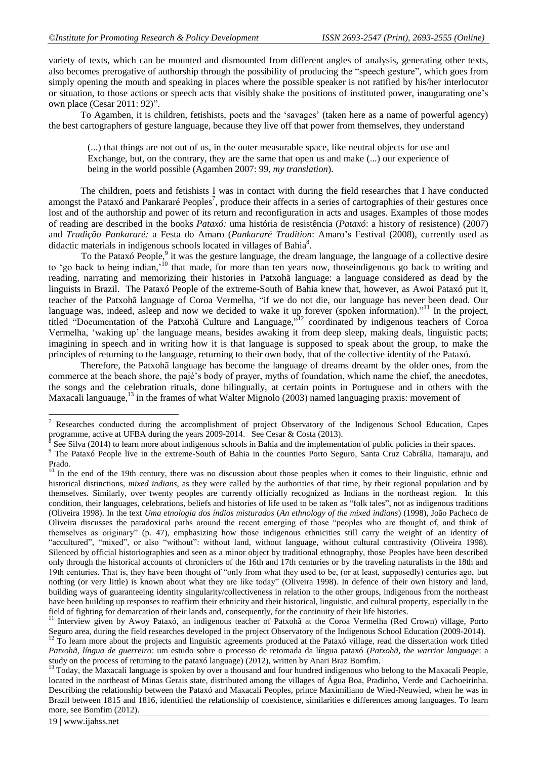variety of texts, which can be mounted and dismounted from different angles of analysis, generating other texts, also becomes prerogative of authorship through the possibility of producing the "speech gesture", which goes from simply opening the mouth and speaking in places where the possible speaker is not ratified by his/her interlocutor or situation, to those actions or speech acts that visibly shake the positions of instituted power, inaugurating one's own place (Cesar 2011: 92)".

To Agamben, it is children, fetishists, poets and the 'savages' (taken here as a name of powerful agency) the best cartographers of gesture language, because they live off that power from themselves, they understand

> (...) that things are not out of us, in the outer measurable space, like neutral objects for use and Exchange, but, on the contrary, they are the same that open us and make (...) our experience of being in the world possible (Agamben 2007: 99, *my translation*).

The children, poets and fetishists I was in contact with during the field researches that I have conducted amongst the Pataxó and Pankararé Peoples[7], produce their affects in a series of cartographies of their gestures once lost and of the authorship and power of its return and reconfiguration in acts and usages. Examples of those modes of reading are described in the books *Pataxó:* uma história de resistência (*Pataxó*: a history of resistence) (2007) and *Tradição Pankararé:* a Festa do Amaro (*Pankararé Tradition*: Amaro's Festival (2008), currently used as didactic materials in indigenous schools located in villages of Bahia[8].

To the Pataxó People,[9] it was the gesture language, the dream language, the language of a collective desire to 'go back to being indian,'[10] that made, for more than ten years now, thoseindigenous go back to writing and reading, narrating and memorizing their histories in Patxohã language: a language considered as dead by the linguists in Brazil. The Pataxó People of the extreme-South of Bahia knew that, however, as Awoi Pataxó put it, teacher of the Patxohã language of Coroa Vermelha, "if we do not die, our language has never been dead. Our language was, indeed, asleep and now we decided to wake it up forever (spoken information)."[11] In the project, titled "Documentation of the Patxohã Culture and Language,"[12] coordinated by indigenous teachers of Coroa Vermelha, 'waking up' the language means, besides awaking it from deep sleep, making deals, linguistic pacts; imagining in speech and in writing how it is that language is supposed to speak about the group, to make the principles of returning to the language, returning to their own body, that of the collective identity of the Pataxó.

Therefore, the Patxohã language has become the language of dreams dreamt by the older ones, from the commerce at the beach shore, the pajé's body of prayer, myths of foundation, which name the chief, the anecdotes, the songs and the celebration rituals, done bilingually, at certain points in Portuguese and in others with the Maxacali languauge,[13] in the frames of what Walter Mignolo (2003) named languaging praxis: movement of

---

[7] Researches conducted during the accomplishment of project Observatory of the Indigenous School Education, Capes programme, active at UFBA during the years 2009-2014. See Cesar & Costa (2013).

[8] See Silva (2014) to learn more about indigenous schools in Bahia and the implementation of public policies in their spaces.

[9] The Pataxó People live in the extreme-South of Bahia in the counties Porto Seguro, Santa Cruz Cabrália, Itamaraju, and Prado.

[10] In the end of the 19th century, there was no discussion about those peoples when it comes to their linguistic, ethnic and historical distinctions, *mixed indians,* as they were called by the authorities of that time, by their regional population and by themselves. Similarly, over twenty peoples are currently officially recognized as Indians in the northeast region. In this condition, their languages, celebrations, beliefs and histories of life used to be taken as "folk tales", not as indigenous traditions (Oliveira 1998). In the text *Uma etnologia dos índios misturados* (*An ethnology of the mixed indians*) (1998), João Pacheco de Oliveira discusses the paradoxical paths around the recent emerging of those "peoples who are thought of, and think of themselves as originary" (p. 47), emphasizing how those indigenous ethnicities still carry the weight of an identity of "acculturated", "mixed", or also "without": without land, without language, without cultural contrastivity (Oliveira 1998). Silenced by official historiographies and seen as a minor object by traditional ethnography, those Peoples have been described only through the historical accounts of chroniclers of the 16th and 17th centuries or by the traveling naturalists in the 18th and 19th centuries. That is, they have been thought of "only from what they used to be, (or at least, supposedly) centuries ago, but nothing (or very little) is known about what they are like today" (Oliveira 1998). In defence of their own history and land, building ways of guaranteeing identity singularity/collectiveness in relation to the other groups, indigenous from the northeast have been building up responses to reaffirm their ethnicity and their historical, linguistic, and cultural property, especially in the field of fighting for demarcation of their lands and, consequently, for the continuity of their life histories.

[11] Interview given by Awoy Pataxó, an indigenous teacher of Patxohã at the Coroa Vermelha (Red Crown) village, Porto Seguro area, during the field researches developed in the project Observatory of the Indigenous School Education (2009-2014).

[12] To learn more about the projects and linguistic agreements produced at the Pataxó village, read the dissertation work titled *Patxohã, língua de guerreiro*: um estudo sobre o processo de retomada da língua pataxó (*Patxohã, the warrior language*: a study on the process of returning to the pataxó language) (2012), written by Anari Braz Bomfim.

[13] Today, the Maxacali language is spoken by over a thousand and four hundred indigenous who belong to the Maxacali People, located in the northeast of Minas Gerais state, distributed among the villages of Água Boa, Pradinho, Verde and Cachoeirinha. Describing the relationship between the Pataxó and Maxacali Peoples, prince Maximiliano de Wied-Neuwied, when he was in Brazil between 1815 and 1816, identified the relationship of coexistence, similarities e differences among languages. To learn more, see Bomfim (2012).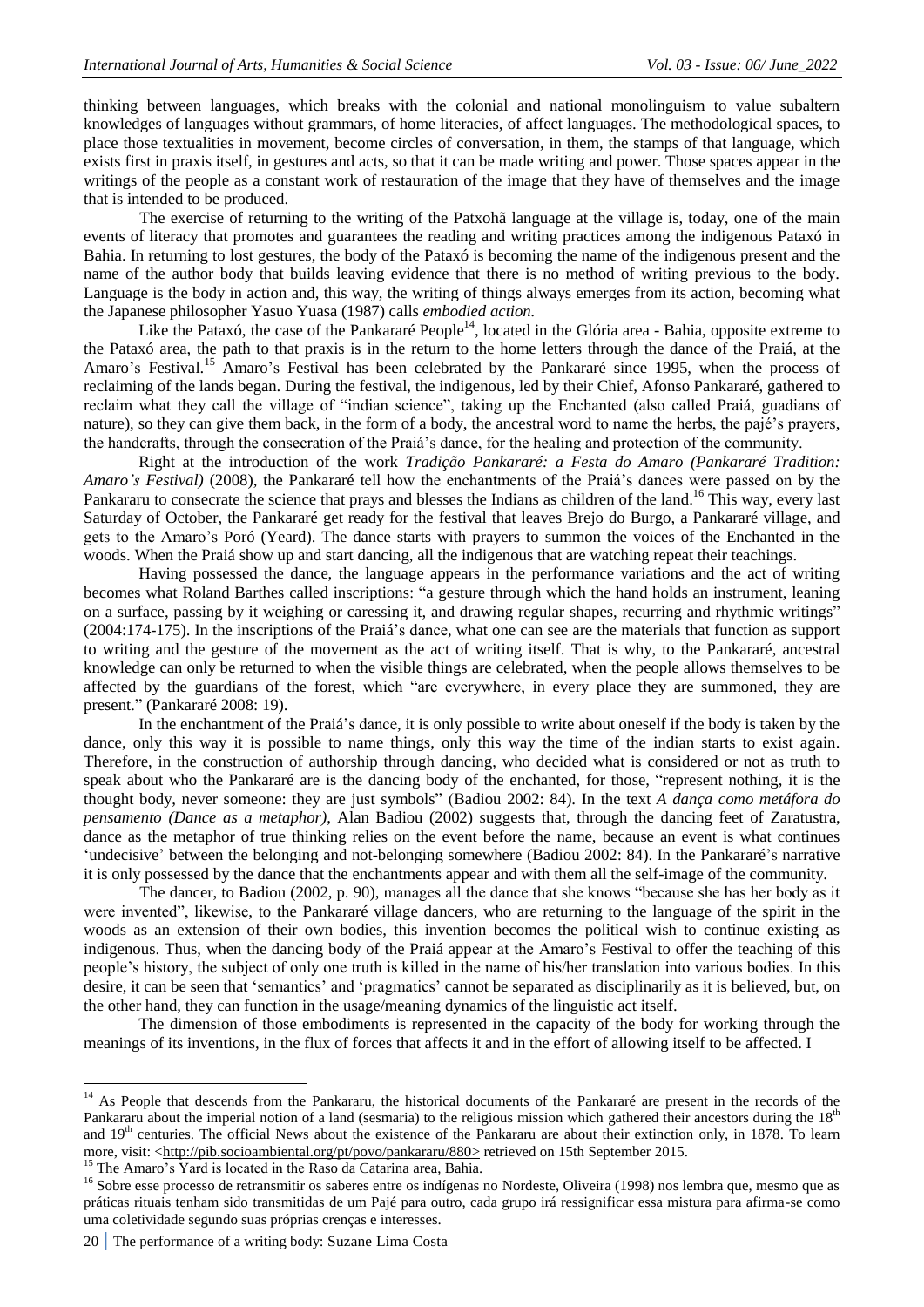thinking between languages, which breaks with the colonial and national monolinguism to value subaltern knowledges of languages without grammars, of home literacies, of affect languages. The methodological spaces, to place those textualities in movement, become circles of conversation, in them, the stamps of that language, which exists first in praxis itself, in gestures and acts, so that it can be made writing and power. Those spaces appear in the writings of the people as a constant work of restauration of the image that they have of themselves and the image that is intended to be produced.

The exercise of returning to the writing of the Patxohã language at the village is, today, one of the main events of literacy that promotes and guarantees the reading and writing practices among the indigenous Pataxó in Bahia. In returning to lost gestures, the body of the Pataxó is becoming the name of the indigenous present and the name of the author body that builds leaving evidence that there is no method of writing previous to the body. Language is the body in action and, this way, the writing of things always emerges from its action, becoming what the Japanese philosopher Yasuo Yuasa (1987) calls *embodied action.*

Like the Pataxó, the case of the Pankararé People[14], located in the Glória area - Bahia, opposite extreme to the Pataxó area, the path to that praxis is in the return to the home letters through the dance of the Praiá, at the Amaro's Festival.[15] Amaro's Festival has been celebrated by the Pankararé since 1995, when the process of reclaiming of the lands began. During the festival, the indigenous, led by their Chief, Afonso Pankararé, gathered to reclaim what they call the village of "indian science", taking up the Enchanted (also called Praiá, guadians of nature), so they can give them back, in the form of a body, the ancestral word to name the herbs, the pajé's prayers, the handcrafts, through the consecration of the Praiá's dance, for the healing and protection of the community.

Right at the introduction of the work *Tradição Pankararé: a Festa do Amaro (Pankararé Tradition: Amaro's Festival)* (2008), the Pankararé tell how the enchantments of the Praiá's dances were passed on by the Pankararu to consecrate the science that prays and blesses the Indians as children of the land.[16] This way, every last Saturday of October, the Pankararé get ready for the festival that leaves Brejo do Burgo, a Pankararé village, and gets to the Amaro's Poró (Yeard). The dance starts with prayers to summon the voices of the Enchanted in the woods. When the Praiá show up and start dancing, all the indigenous that are watching repeat their teachings.

Having possessed the dance, the language appears in the performance variations and the act of writing becomes what Roland Barthes called inscriptions: "a gesture through which the hand holds an instrument, leaning on a surface, passing by it weighing or caressing it, and drawing regular shapes, recurring and rhythmic writings" (2004:174-175). In the inscriptions of the Praiá's dance, what one can see are the materials that function as support to writing and the gesture of the movement as the act of writing itself. That is why, to the Pankararé, ancestral knowledge can only be returned to when the visible things are celebrated, when the people allows themselves to be affected by the guardians of the forest, which "are everywhere, in every place they are summoned, they are present." (Pankararé 2008: 19).

In the enchantment of the Praiá's dance, it is only possible to write about oneself if the body is taken by the dance, only this way it is possible to name things, only this way the time of the indian starts to exist again. Therefore, in the construction of authorship through dancing, who decided what is considered or not as truth to speak about who the Pankararé are is the dancing body of the enchanted, for those, "represent nothing, it is the thought body, never someone: they are just symbols" (Badiou 2002: 84). In the text *A dança como metáfora do pensamento (Dance as a metaphor)*, Alan Badiou (2002) suggests that, through the dancing feet of Zaratustra, dance as the metaphor of true thinking relies on the event before the name, because an event is what continues 'undecisive' between the belonging and not-belonging somewhere (Badiou 2002: 84). In the Pankararé's narrative it is only possessed by the dance that the enchantments appear and with them all the self-image of the community.

The dancer, to Badiou (2002, p. 90), manages all the dance that she knows "because she has her body as it were invented", likewise, to the Pankararé village dancers, who are returning to the language of the spirit in the woods as an extension of their own bodies, this invention becomes the political wish to continue existing as indigenous. Thus, when the dancing body of the Praiá appear at the Amaro's Festival to offer the teaching of this people's history, the subject of only one truth is killed in the name of his/her translation into various bodies. In this desire, it can be seen that 'semantics' and 'pragmatics' cannot be separated as disciplinarily as it is believed, but, on the other hand, they can function in the usage/meaning dynamics of the linguistic act itself.

The dimension of those embodiments is represented in the capacity of the body for working through the meanings of its inventions, in the flux of forces that affects it and in the effort of allowing itself to be affected. I

---

[14] As People that descends from the Pankararu, the historical documents of the Pankararé are present in the records of the Pankararu about the imperial notion of a land (sesmaria) to the religious mission which gathered their ancestors during the 18th and 19th centuries. The official News about the existence of the Pankararu are about their extinction only, in 1878. To learn more, visit: <http://pib.socioambiental.org/pt/povo/pankararu/880> retrieved on 15th September 2015.

[15] The Amaro's Yard is located in the Raso da Catarina area, Bahia.

[16] Sobre esse processo de retransmitir os saberes entre os indígenas no Nordeste, Oliveira (1998) nos lembra que, mesmo que as práticas rituais tenham sido transmitidas de um Pajé para outro, cada grupo irá ressignificar essa mistura para afirma-se como uma coletividade segundo suas próprias crenças e interesses.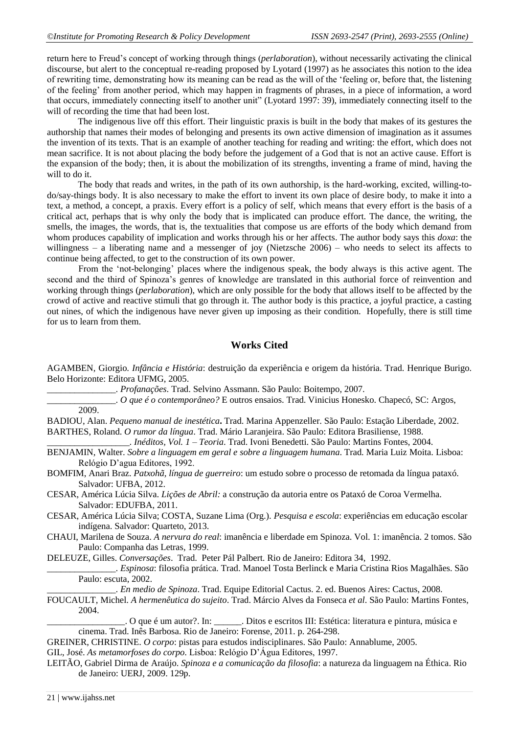return here to Freud's concept of working through things (*perlaboration*), without necessarily activating the clinical discourse, but alert to the conceptual re-reading proposed by Lyotard (1997) as he associates this notion to the idea of rewriting time, demonstrating how its meaning can be read as the will of the 'feeling or, before that, the listening of the feeling' from another period, which may happen in fragments of phrases, in a piece of information, a word that occurs, immediately connecting itself to another unit" (Lyotard 1997: 39), immediately connecting itself to the will of recording the time that had been lost.

The indigenous live off this effort. Their linguistic praxis is built in the body that makes of its gestures the authorship that names their modes of belonging and presents its own active dimension of imagination as it assumes the invention of its texts. That is an example of another teaching for reading and writing: the effort, which does not mean sacrifice. It is not about placing the body before the judgement of a God that is not an active cause. Effort is the expansion of the body; then, it is about the mobilization of its strengths, inventing a frame of mind, having the will to do it.

The body that reads and writes, in the path of its own authorship, is the hard-working, excited, willing-to-do/say-things body. It is also necessary to make the effort to invent its own place of desire body, to make it into a text, a method, a concept, a praxis. Every effort is a policy of self, which means that every effort is the basis of a critical act, perhaps that is why only the body that is implicated can produce effort. The dance, the writing, the smells, the images, the words, that is, the textualities that compose us are efforts of the body which demand from whom produces capability of implication and works through his or her affects. The author body says this *doxa*: the willingness – a liberating name and a messenger of joy (Nietzsche 2006) – who needs to select its affects to continue being affected, to get to the construction of its own power.

From the 'not-belonging' places where the indigenous speak, the body always is this active agent. The second and the third of Spinoza's genres of knowledge are translated in this authorial force of reinvention and working through things (*perlaboration*), which are only possible for the body that allows itself to be affected by the crowd of active and reactive stimuli that go through it. The author body is this practice, a joyful practice, a casting out nines, of which the indigenous have never given up imposing as their condition. Hopefully, there is still time for us to learn from them.

## Works Cited

AGAMBEN, Giorgio. *Infância e História*: destruição da experiência e origem da história. Trad. Henrique Burigo. Belo Horizonte: Editora UFMG, 2005.

_______________. *Profanações*. Trad. Selvino Assmann. São Paulo: Boitempo, 2007.

_______________. *O que é o contemporâneo?* E outros ensaios. Trad. Vinicius Honesko. Chapecó, SC: Argos, 2009.

BADIOU, Alan. *Pequeno manual de inestética***.** Trad. Marina Appenzeller. São Paulo: Estação Liberdade, 2002.

BARTHES, Roland. *O rumor da língua*. Trad. Mário Laranjeira. São Paulo: Editora Brasiliense, 1988.

__________________. *Inéditos, Vol. 1 – Teoria*. Trad. Ivoni Benedetti. São Paulo: Martins Fontes, 2004.

BENJAMIN, Walter. *Sobre a linguagem em geral e sobre a linguagem humana*. Trad. Maria Luiz Moita. Lisboa: Relógio D'agua Editores, 1992.

BOMFIM, Anari Braz. *Patxohã, língua de guerreiro*: um estudo sobre o processo de retomada da língua pataxó. Salvador: UFBA, 2012.

CESAR, América Lúcia Silva. *Lições de Abril:* a construção da autoria entre os Pataxó de Coroa Vermelha. Salvador: EDUFBA, 2011.

CESAR, América Lúcia Silva; COSTA, Suzane Lima (Org.). *Pesquisa e escola*: experiências em educação escolar indígena. Salvador: Quarteto, 2013.

CHAUI, Marilena de Souza. *A nervura do real*: imanência e liberdade em Spinoza. Vol. 1: imanência. 2 tomos. São Paulo: Companha das Letras, 1999.

DELEUZE, Gilles. *Conversações*. Trad. Peter Pál Palbert. Rio de Janeiro: Editora 34, 1992.

_______________. *Espinosa*: filosofia prática. Trad. Manoel Tosta Berlinck e Maria Cristina Rios Magalhães. São Paulo: escuta, 2002.

_______________. *En medio de Spinoza*. Trad. Equipe Editorial Cactus. 2. ed. Buenos Aires: Cactus, 2008.

FOUCAULT, Michel. *A hermenêutica do sujeito*. Trad. Márcio Alves da Fonseca *et al*. São Paulo: Martins Fontes, 2004.

_________________. O que é um autor?. In: ______. Ditos e escritos III: Estética: literatura e pintura, música e cinema. Trad. Inês Barbosa. Rio de Janeiro: Forense, 2011. p. 264-298.

GREINER, CHRISTINE. *O corpo*: pistas para estudos indisciplinares. São Paulo: Annablume, 2005.

GIL, José. *As metamorfoses do corpo*. Lisboa: Relógio D'Água Editores, 1997.

LEITÃO, Gabriel Dirma de Araújo. *Spinoza e a comunicação da filosofia*: a natureza da linguagem na Éthica. Rio de Janeiro: UERJ, 2009. 129p.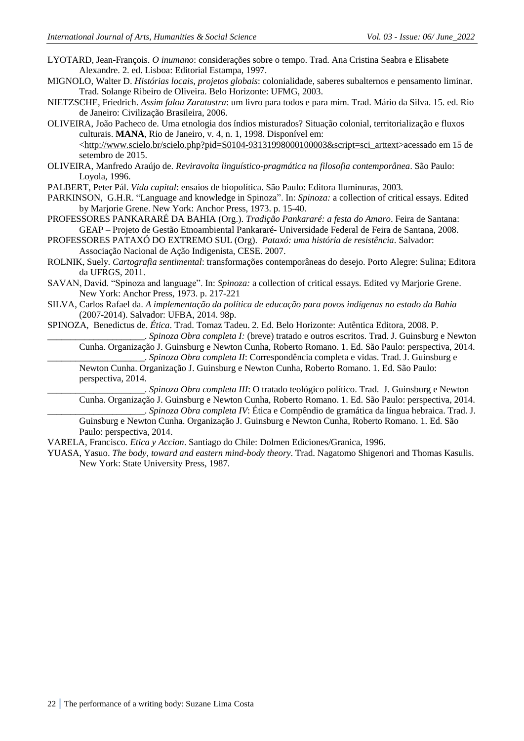LYOTARD, Jean-François. *O inumano*: considerações sobre o tempo. Trad. Ana Cristina Seabra e Elisabete Alexandre. 2. ed. Lisboa: Editorial Estampa, 1997.

MIGNOLO, Walter D. *Histórias locais, projetos globais*: colonialidade, saberes subalternos e pensamento liminar. Trad. Solange Ribeiro de Oliveira. Belo Horizonte: UFMG, 2003.

NIETZSCHE, Friedrich. *Assim falou Zaratustra*: um livro para todos e para mim. Trad. Mário da Silva. 15. ed. Rio de Janeiro: Civilização Brasileira, 2006.

OLIVEIRA, João Pacheco de. Uma etnologia dos índios misturados? Situação colonial, territorialização e fluxos culturais. **MANA**, Rio de Janeiro, v. 4, n. 1, 1998. Disponível em: <http://www.scielo.br/scielo.php?pid=S0104-93131998000100003&script=sci_arttext>acessado em 15 de setembro de 2015.

OLIVEIRA, Manfredo Araújo de. *Reviravolta linguístico-pragmática na filosofia contemporânea*. São Paulo: Loyola, 1996.

PALBERT, Peter Pál. *Vida capital*: ensaios de biopolítica. São Paulo: Editora Iluminuras, 2003.

PARKINSON, G.H.R. "Language and knowledge in Spinoza". In: *Spinoza:* a collection of critical essays. Edited by Marjorie Grene. New York: Anchor Press, 1973. p. 15-40.

PROFESSORES PANKARARÉ DA BAHIA (Org.). *Tradição Pankararé: a festa do Amaro*. Feira de Santana: GEAP – Projeto de Gestão Etnoambiental Pankararé- Universidade Federal de Feira de Santana, 2008.

PROFESSORES PATAXÓ DO EXTREMO SUL (Org). *Pataxó: uma história de resistência*. Salvador: Associação Nacional de Ação Indigenista, CESE. 2007.

ROLNIK, Suely. *Cartografia sentimental*: transformações contemporâneas do desejo. Porto Alegre: Sulina; Editora da UFRGS, 2011.

SAVAN, David. "Spinoza and language". In: *Spinoza:* a collection of critical essays. Edited vy Marjorie Grene. New York: Anchor Press, 1973. p. 217-221

SILVA, Carlos Rafael da. *A implementação da política de educação para povos indígenas no estado da Bahia* (2007-2014). Salvador: UFBA, 2014. 98p.

SPINOZA, Benedictus de. *Ética*. Trad. Tomaz Tadeu. 2. Ed. Belo Horizonte: Autêntica Editora, 2008. P.

_____________________. *Spinoza Obra completa I:* (breve) tratado e outros escritos. Trad. J. Guinsburg e Newton Cunha. Organização J. Guinsburg e Newton Cunha, Roberto Romano. 1. Ed. São Paulo: perspectiva, 2014.

_____________________. *Spinoza Obra completa II*: Correspondência completa e vidas. Trad. J. Guinsburg e Newton Cunha. Organização J. Guinsburg e Newton Cunha, Roberto Romano. 1. Ed. São Paulo: perspectiva, 2014.

_____________________. *Spinoza Obra completa III*: O tratado teológico político. Trad. J. Guinsburg e Newton Cunha. Organização J. Guinsburg e Newton Cunha, Roberto Romano. 1. Ed. São Paulo: perspectiva, 2014.

_____________________. *Spinoza Obra completa IV*: Ética e Compêndio de gramática da língua hebraica. Trad. J. Guinsburg e Newton Cunha. Organização J. Guinsburg e Newton Cunha, Roberto Romano. 1. Ed. São Paulo: perspectiva, 2014.

VARELA, Francisco. *Etica y Accion*. Santiago do Chile: Dolmen Ediciones/Granica, 1996.

YUASA, Yasuo. *The body, toward and eastern mind-body theory*. Trad. Nagatomo Shigenori and Thomas Kasulis. New York: State University Press, 1987.